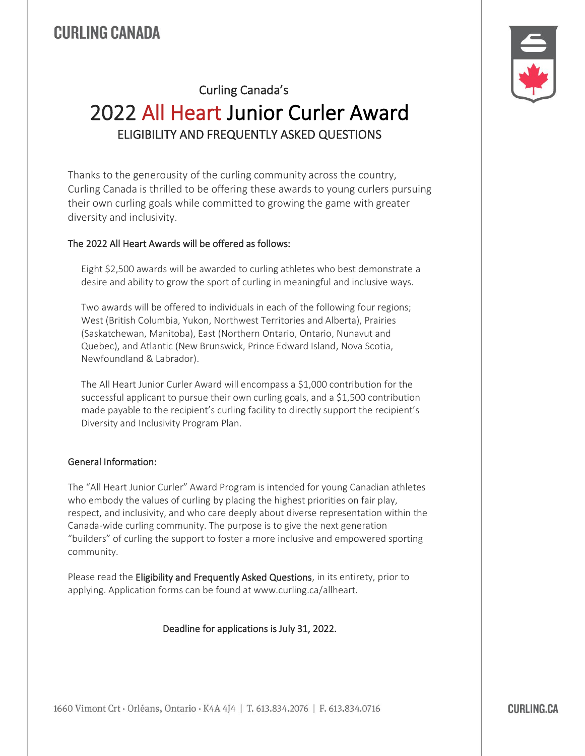CURLING CANADA

Curling Canada's

# 2022 All Heart Junior Curler Award

## ELIGIBILITY AND FREQUENTLY ASKED QUESTIONS

Thanks to the generousity of the curling community across the country, Curling Canada is thrilled to be offering these awards to young curlers pursuing their own curling goals while committed to growing the game with greater diversity and inclusivity.

### The 2022 All Heart Awards will be offered as follows:

Eight $2,500 awards will be awarded to curling athletes who best demonstrate a desire and ability to grow the sport of curling in meaningful and inclusive ways.

Two awards will be offered to individuals in each of the following four regions; West (British Columbia, Yukon, Northwest Territories and Alberta), Prairies (Saskatchewan, Manitoba), East (Northern Ontario, Ontario, Nunavut and Quebec), and Atlantic (New Brunswick, Prince Edward Island, Nova Scotia, Newfoundland & Labrador).

The All Heart Junior Curler Award will encompass a $1,000 contribution for the successful applicant to pursue their own curling goals, and a $1,500 contribution made payable to the recipient's curling facility to directly support the recipient's Diversity and Inclusivity Program Plan.

### General Information:

The "All Heart Junior Curler" Award Program is intended for young Canadian athletes who embody the values of curling by placing the highest priorities on fair play, respect, and inclusivity, and who care deeply about diverse representation within the Canada-wide curling community. The purpose is to give the next generation "builders" of curling the support to foster a more inclusive and empowered sporting community.

Please read the Eligibility and Frequently Asked Questions, in its entirety, prior to applying. Application forms can be found at www.curling.ca/allheart.

Deadline for applications is July 31, 2022.

1660 Vimont Crt · Orléans, Ontario · K4A 4J4 | T. 613.834.2076 | F. 613.834.0716

CURLING.CA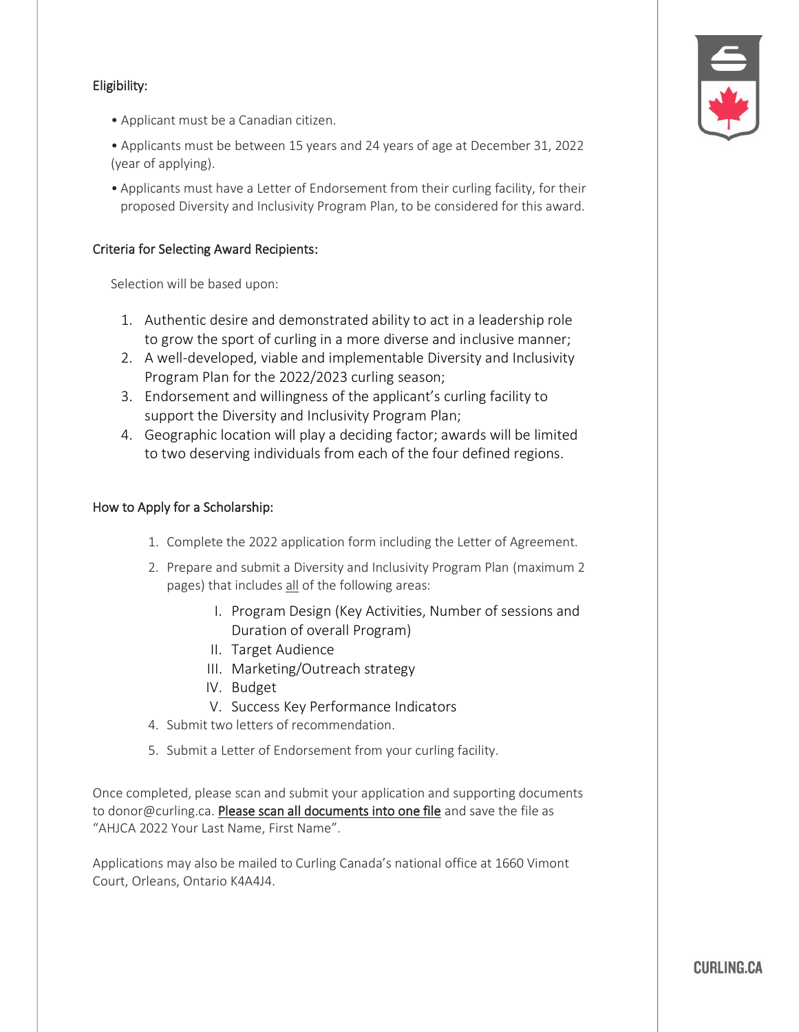## Eligibility:

- Applicant must be a Canadian citizen.
- Applicants must be between 15 years and 24 years of age at December 31, 2022 (year of applying).
- Applicants must have a Letter of Endorsement from their curling facility, for their proposed Diversity and Inclusivity Program Plan, to be considered for this award.

## Criteria for Selecting Award Recipients:

Selection will be based upon:

1. Authentic desire and demonstrated ability to act in a leadership role to grow the sport of curling in a more diverse and inclusive manner;
2. A well-developed, viable and implementable Diversity and Inclusivity Program Plan for the 2022/2023 curling season;
3. Endorsement and willingness of the applicant's curling facility to support the Diversity and Inclusivity Program Plan;
4. Geographic location will play a deciding factor; awards will be limited to two deserving individuals from each of the four defined regions.

## How to Apply for a Scholarship:

1. Complete the 2022 application form including the Letter of Agreement.
2. Prepare and submit a Diversity and Inclusivity Program Plan (maximum 2 pages) that includes <u>all</u> of the following areas:
   - I. Program Design (Key Activities, Number of sessions and Duration of overall Program)
   - II. Target Audience
   - III. Marketing/Outreach strategy
   - IV. Budget
   - V. Success Key Performance Indicators
4. Submit two letters of recommendation.
5. Submit a Letter of Endorsement from your curling facility.

Once completed, please scan and submit your application and supporting documents to donor@curling.ca. <u>Please scan all documents into one file</u> and save the file as "AHJCA 2022 Your Last Name, First Name".

Applications may also be mailed to Curling Canada's national office at 1660 Vimont Court, Orleans, Ontario K4A4J4.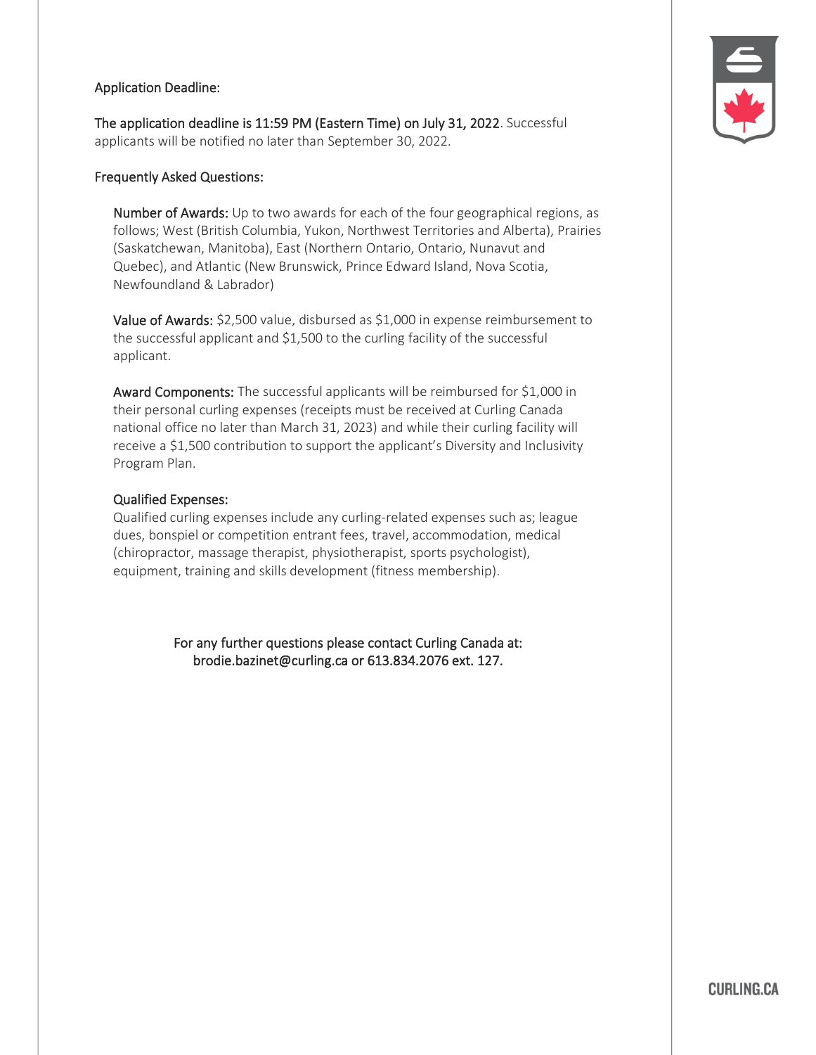## Application Deadline:

**The application deadline is 11:59 PM (Eastern Time) on July 31, 2022**. Successful applicants will be notified no later than September 30, 2022.

## Frequently Asked Questions:

**Number of Awards:** Up to two awards for each of the four geographical regions, as follows; West (British Columbia, Yukon, Northwest Territories and Alberta), Prairies (Saskatchewan, Manitoba), East (Northern Ontario, Ontario, Nunavut and Quebec), and Atlantic (New Brunswick, Prince Edward Island, Nova Scotia, Newfoundland & Labrador)

**Value of Awards:** $2,500 value, disbursed as $1,000 in expense reimbursement to the successful applicant and $1,500 to the curling facility of the successful applicant.

**Award Components:** The successful applicants will be reimbursed for $1,000 in their personal curling expenses (receipts must be received at Curling Canada national office no later than March 31, 2023) and while their curling facility will receive a $1,500 contribution to support the applicant's Diversity and Inclusivity Program Plan.

### Qualified Expenses:

Qualified curling expenses include any curling-related expenses such as; league dues, bonspiel or competition entrant fees, travel, accommodation, medical (chiropractor, massage therapist, physiotherapist, sports psychologist), equipment, training and skills development (fitness membership).

For any further questions please contact Curling Canada at:
brodie.bazinet@curling.ca or 613.834.2076 ext. 127.